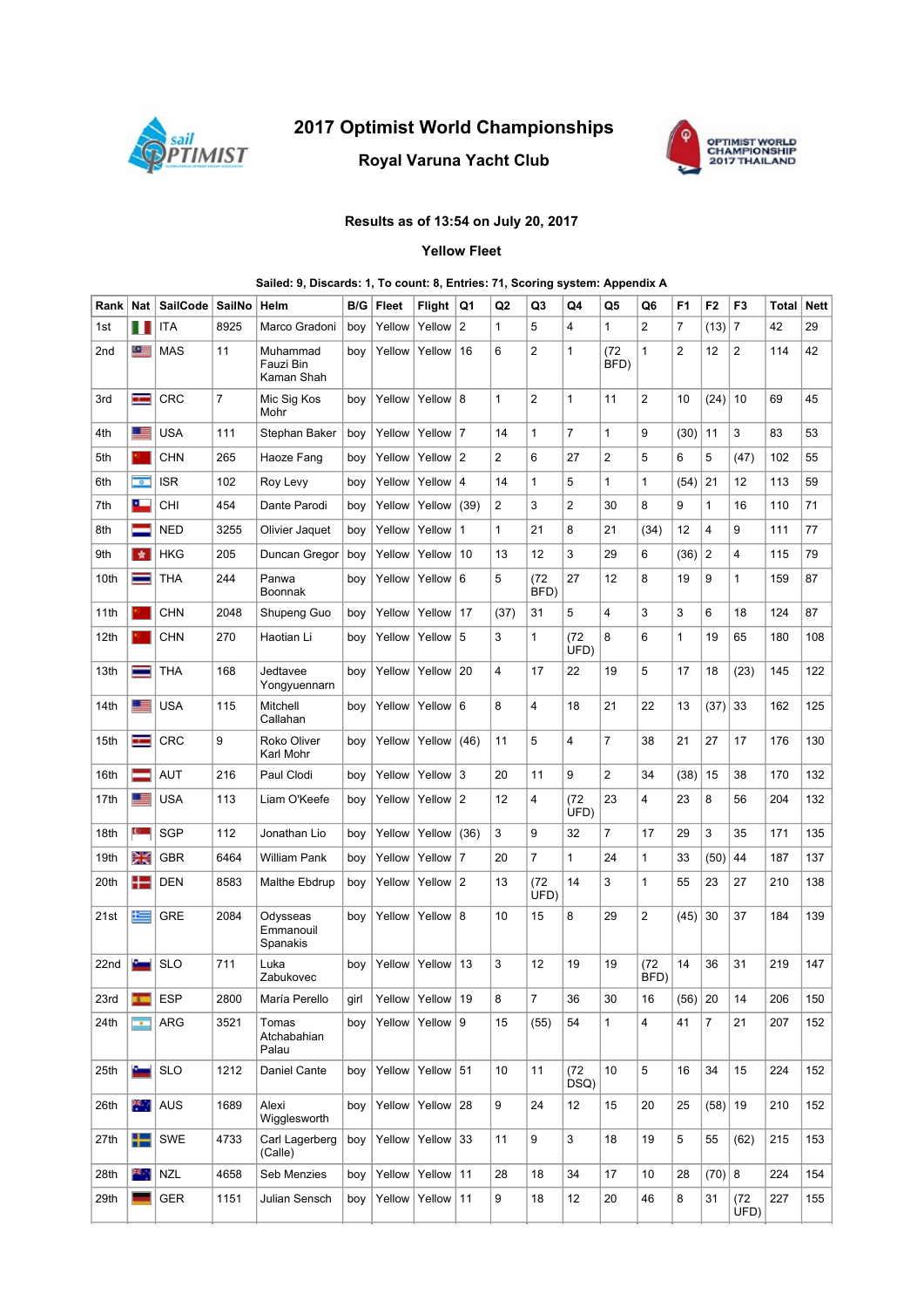# 2017 Optimist World Championships

## Royal Varuna Yacht Club

**Results as of 13:54 on July 20, 2017**

**Yellow Fleet**

**Sailed: 9, Discards: 1, To count: 8, Entries: 71, Scoring system: Appendix A**

| Rank | Nat | SailCode | SailNo | Helm | B/G | Fleet | Flight | Q1 | Q2 | Q3 | Q4 | Q5 | Q6 | F1 | F2 | F3 | Total | Nett |
|---|---|---|---|---|---|---|---|---|---|---|---|---|---|---|---|---|---|---|
| 1st | | ITA | 8925 | Marco Gradoni | boy | Yellow | Yellow | 2 | 1 | 5 | 4 | 1 | 2 | 7 | (13) | 7 | 42 | 29 |
| 2nd | | MAS | 11 | Muhammad Fauzi Bin Kaman Shah | boy | Yellow | Yellow | 16 | 6 | 2 | 1 | (72 BFD) | 1 | 2 | 12 | 2 | 114 | 42 |
| 3rd | | CRC | 7 | Mic Sig Kos Mohr | boy | Yellow | Yellow | 8 | 1 | 2 | 1 | 11 | 2 | 10 | (24) | 10 | 69 | 45 |
| 4th | | USA | 111 | Stephan Baker | boy | Yellow | Yellow | 7 | 14 | 1 | 7 | 1 | 9 | (30) | 11 | 3 | 83 | 53 |
| 5th | | CHN | 265 | Haoze Fang | boy | Yellow | Yellow | 2 | 2 | 6 | 27 | 2 | 5 | 6 | 5 | (47) | 102 | 55 |
| 6th | | ISR | 102 | Roy Levy | boy | Yellow | Yellow | 4 | 14 | 1 | 5 | 1 | 1 | (54) | 21 | 12 | 113 | 59 |
| 7th | | CHI | 454 | Dante Parodi | boy | Yellow | Yellow | (39) | 2 | 3 | 2 | 30 | 8 | 9 | 1 | 16 | 110 | 71 |
| 8th | | NED | 3255 | Olivier Jaquet | boy | Yellow | Yellow | 1 | 1 | 21 | 8 | 21 | (34) | 12 | 4 | 9 | 111 | 77 |
| 9th | | HKG | 205 | Duncan Gregor | boy | Yellow | Yellow | 10 | 13 | 12 | 3 | 29 | 6 | (36) | 2 | 4 | 115 | 79 |
| 10th | | THA | 244 | Panwa Boonnak | boy | Yellow | Yellow | 6 | 5 | (72 BFD) | 27 | 12 | 8 | 19 | 9 | 1 | 159 | 87 |
| 11th | | CHN | 2048 | Shupeng Guo | boy | Yellow | Yellow | 17 | (37) | 31 | 5 | 4 | 3 | 3 | 6 | 18 | 124 | 87 |
| 12th | | CHN | 270 | Haotian Li | boy | Yellow | Yellow | 5 | 3 | 1 | (72 UFD) | 8 | 6 | 1 | 19 | 65 | 180 | 108 |
| 13th | | THA | 168 | Jedtavee Yongyuennarn | boy | Yellow | Yellow | 20 | 4 | 17 | 22 | 19 | 5 | 17 | 18 | (23) | 145 | 122 |
| 14th | | USA | 115 | Mitchell Callahan | boy | Yellow | Yellow | 6 | 8 | 4 | 18 | 21 | 22 | 13 | (37) | 33 | 162 | 125 |
| 15th | | CRC | 9 | Roko Oliver Karl Mohr | boy | Yellow | Yellow | (46) | 11 | 5 | 4 | 7 | 38 | 21 | 27 | 17 | 176 | 130 |
| 16th | | AUT | 216 | Paul Clodi | boy | Yellow | Yellow | 3 | 20 | 11 | 9 | 2 | 34 | (38) | 15 | 38 | 170 | 132 |
| 17th | | USA | 113 | Liam O'Keefe | boy | Yellow | Yellow | 2 | 12 | 4 | (72 UFD) | 23 | 4 | 23 | 8 | 56 | 204 | 132 |
| 18th | | SGP | 112 | Jonathan Lio | boy | Yellow | Yellow | (36) | 3 | 9 | 32 | 7 | 17 | 29 | 3 | 35 | 171 | 135 |
| 19th | | GBR | 6464 | William Pank | boy | Yellow | Yellow | 7 | 20 | 7 | 1 | 24 | 1 | 33 | (50) | 44 | 187 | 137 |
| 20th | | DEN | 8583 | Malthe Ebdrup | boy | Yellow | Yellow | 2 | 13 | (72 UFD) | 14 | 3 | 1 | 55 | 23 | 27 | 210 | 138 |
| 21st | | GRE | 2084 | Odysseas Emmanouil Spanakis | boy | Yellow | Yellow | 8 | 10 | 15 | 8 | 29 | 2 | (45) | 30 | 37 | 184 | 139 |
| 22nd | | SLO | 711 | Luka Zabukovec | boy | Yellow | Yellow | 13 | 3 | 12 | 19 | 19 | (72 BFD) | 14 | 36 | 31 | 219 | 147 |
| 23rd | | ESP | 2800 | María Perello | girl | Yellow | Yellow | 19 | 8 | 7 | 36 | 30 | 16 | (56) | 20 | 14 | 206 | 150 |
| 24th | | ARG | 3521 | Tomas Atchabahian Palau | boy | Yellow | Yellow | 9 | 15 | (55) | 54 | 1 | 4 | 41 | 7 | 21 | 207 | 152 |
| 25th | | SLO | 1212 | Daniel Cante | boy | Yellow | Yellow | 51 | 10 | 11 | (72 DSQ) | 10 | 5 | 16 | 34 | 15 | 224 | 152 |
| 26th | | AUS | 1689 | Alexi Wigglesworth | boy | Yellow | Yellow | 28 | 9 | 24 | 12 | 15 | 20 | 25 | (58) | 19 | 210 | 152 |
| 27th | | SWE | 4733 | Carl Lagerberg (Calle) | boy | Yellow | Yellow | 33 | 11 | 9 | 3 | 18 | 19 | 5 | 55 | (62) | 215 | 153 |
| 28th | | NZL | 4658 | Seb Menzies | boy | Yellow | Yellow | 11 | 28 | 18 | 34 | 17 | 10 | 28 | (70) | 8 | 224 | 154 |
| 29th | | GER | 1151 | Julian Sensch | boy | Yellow | Yellow | 11 | 9 | 18 | 12 | 20 | 46 | 8 | 31 | (72 UFD) | 227 | 155 |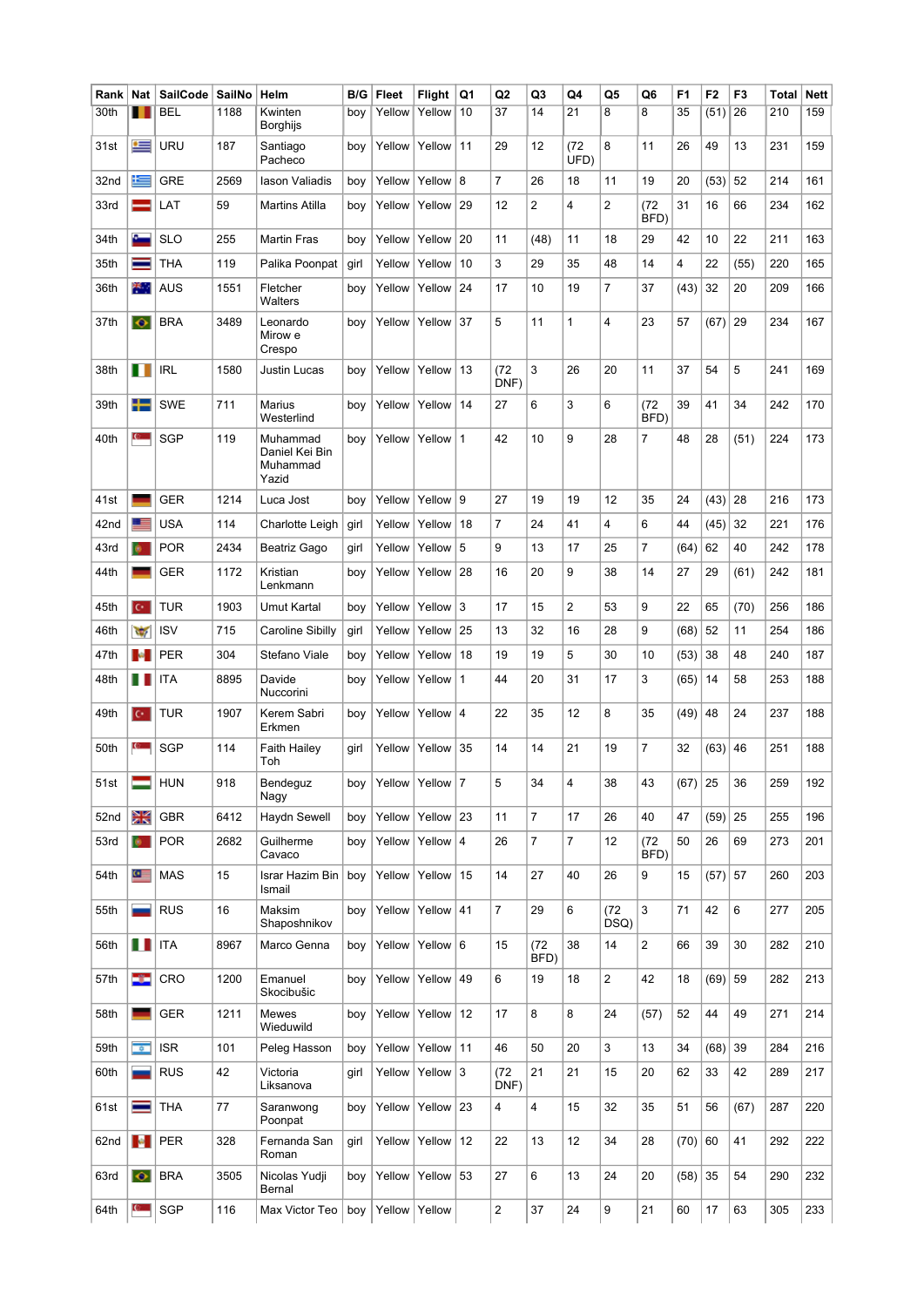| Rank | Nat | SailCode | SailNo | Helm | B/G | Fleet | Flight | Q1 | Q2 | Q3 | Q4 | Q5 | Q6 | F1 | F2 | F3 | Total | Nett |
|---|---|---|---|---|---|---|---|---|---|---|---|---|---|---|---|---|---|---|
| 30th | | BEL | 1188 | Kwinten Borghijs | boy | Yellow | Yellow | 10 | 37 | 14 | 21 | 8 | 8 | 35 | (51) | 26 | 210 | 159 |
| 31st | | URU | 187 | Santiago Pacheco | boy | Yellow | Yellow | 11 | 29 | 12 | (72 UFD) | 8 | 11 | 26 | 49 | 13 | 231 | 159 |
| 32nd | | GRE | 2569 | Iason Valiadis | boy | Yellow | Yellow | 8 | 7 | 26 | 18 | 11 | 19 | 20 | (53) | 52 | 214 | 161 |
| 33rd | | LAT | 59 | Martins Atilla | boy | Yellow | Yellow | 29 | 12 | 2 | 4 | 2 | (72 BFD) | 31 | 16 | 66 | 234 | 162 |
| 34th | | SLO | 255 | Martin Fras | boy | Yellow | Yellow | 20 | 11 | (48) | 11 | 18 | 29 | 42 | 10 | 22 | 211 | 163 |
| 35th | | THA | 119 | Palika Poonpat | girl | Yellow | Yellow | 10 | 3 | 29 | 35 | 48 | 14 | 4 | 22 | (55) | 220 | 165 |
| 36th | | AUS | 1551 | Fletcher Walters | boy | Yellow | Yellow | 24 | 17 | 10 | 19 | 7 | 37 | (43) | 32 | 20 | 209 | 166 |
| 37th | | BRA | 3489 | Leonardo Mirow e Crespo | boy | Yellow | Yellow | 37 | 5 | 11 | 1 | 4 | 23 | 57 | (67) | 29 | 234 | 167 |
| 38th | | IRL | 1580 | Justin Lucas | boy | Yellow | Yellow | 13 | (72 DNF) | 3 | 26 | 20 | 11 | 37 | 54 | 5 | 241 | 169 |
| 39th | | SWE | 711 | Marius Westerlind | boy | Yellow | Yellow | 14 | 27 | 6 | 3 | 6 | (72 BFD) | 39 | 41 | 34 | 242 | 170 |
| 40th | | SGP | 119 | Muhammad Daniel Kei Bin Muhammad Yazid | boy | Yellow | Yellow | 1 | 42 | 10 | 9 | 28 | 7 | 48 | 28 | (51) | 224 | 173 |
| 41st | | GER | 1214 | Luca Jost | boy | Yellow | Yellow | 9 | 27 | 19 | 19 | 12 | 35 | 24 | (43) | 28 | 216 | 173 |
| 42nd | | USA | 114 | Charlotte Leigh | girl | Yellow | Yellow | 18 | 7 | 24 | 41 | 4 | 6 | 44 | (45) | 32 | 221 | 176 |
| 43rd | | POR | 2434 | Beatriz Gago | girl | Yellow | Yellow | 5 | 9 | 13 | 17 | 25 | 7 | (64) | 62 | 40 | 242 | 178 |
| 44th | | GER | 1172 | Kristian Lenkmann | boy | Yellow | Yellow | 28 | 16 | 20 | 9 | 38 | 14 | 27 | 29 | (61) | 242 | 181 |
| 45th | | TUR | 1903 | Umut Kartal | boy | Yellow | Yellow | 3 | 17 | 15 | 2 | 53 | 9 | 22 | 65 | (70) | 256 | 186 |
| 46th | | ISV | 715 | Caroline Sibilly | girl | Yellow | Yellow | 25 | 13 | 32 | 16 | 28 | 9 | (68) | 52 | 11 | 254 | 186 |
| 47th | | PER | 304 | Stefano Viale | boy | Yellow | Yellow | 18 | 19 | 19 | 5 | 30 | 10 | (53) | 38 | 48 | 240 | 187 |
| 48th | | ITA | 8895 | Davide Nuccorini | boy | Yellow | Yellow | 1 | 44 | 20 | 31 | 17 | 3 | (65) | 14 | 58 | 253 | 188 |
| 49th | | TUR | 1907 | Kerem Sabri Erkmen | boy | Yellow | Yellow | 4 | 22 | 35 | 12 | 8 | 35 | (49) | 48 | 24 | 237 | 188 |
| 50th | | SGP | 114 | Faith Hailey Toh | girl | Yellow | Yellow | 35 | 14 | 14 | 21 | 19 | 7 | 32 | (63) | 46 | 251 | 188 |
| 51st | | HUN | 918 | Bendeguz Nagy | boy | Yellow | Yellow | 7 | 5 | 34 | 4 | 38 | 43 | (67) | 25 | 36 | 259 | 192 |
| 52nd | | GBR | 6412 | Haydn Sewell | boy | Yellow | Yellow | 23 | 11 | 7 | 17 | 26 | 40 | 47 | (59) | 25 | 255 | 196 |
| 53rd | | POR | 2682 | Guilherme Cavaco | boy | Yellow | Yellow | 4 | 26 | 7 | 7 | 12 | (72 BFD) | 50 | 26 | 69 | 273 | 201 |
| 54th | | MAS | 15 | Israr Hazim Bin Ismail | boy | Yellow | Yellow | 15 | 14 | 27 | 40 | 26 | 9 | 15 | (57) | 57 | 260 | 203 |
| 55th | | RUS | 16 | Maksim Shaposhnikov | boy | Yellow | Yellow | 41 | 7 | 29 | 6 | (72 DSQ) | 3 | 71 | 42 | 6 | 277 | 205 |
| 56th | | ITA | 8967 | Marco Genna | boy | Yellow | Yellow | 6 | 15 | (72 BFD) | 38 | 14 | 2 | 66 | 39 | 30 | 282 | 210 |
| 57th | | CRO | 1200 | Emanuel Skocibušic | boy | Yellow | Yellow | 49 | 6 | 19 | 18 | 2 | 42 | 18 | (69) | 59 | 282 | 213 |
| 58th | | GER | 1211 | Mewes Wieduwild | boy | Yellow | Yellow | 12 | 17 | 8 | 8 | 24 | (57) | 52 | 44 | 49 | 271 | 214 |
| 59th | | ISR | 101 | Peleg Hasson | boy | Yellow | Yellow | 11 | 46 | 50 | 20 | 3 | 13 | 34 | (68) | 39 | 284 | 216 |
| 60th | | RUS | 42 | Victoria Liksanova | girl | Yellow | Yellow | 3 | (72 DNF) | 21 | 21 | 15 | 20 | 62 | 33 | 42 | 289 | 217 |
| 61st | | THA | 77 | Saranwong Poonpat | boy | Yellow | Yellow | 23 | 4 | 4 | 15 | 32 | 35 | 51 | 56 | (67) | 287 | 220 |
| 62nd | | PER | 328 | Fernanda San Roman | girl | Yellow | Yellow | 12 | 22 | 13 | 12 | 34 | 28 | (70) | 60 | 41 | 292 | 222 |
| 63rd | | BRA | 3505 | Nicolas Yudji Bernal | boy | Yellow | Yellow | 53 | 27 | 6 | 13 | 24 | 20 | (58) | 35 | 54 | 290 | 232 |
| 64th | | SGP | 116 | Max Victor Teo | boy | Yellow | Yellow | | 2 | 37 | 24 | 9 | 21 | 60 | 17 | 63 | 305 | 233 |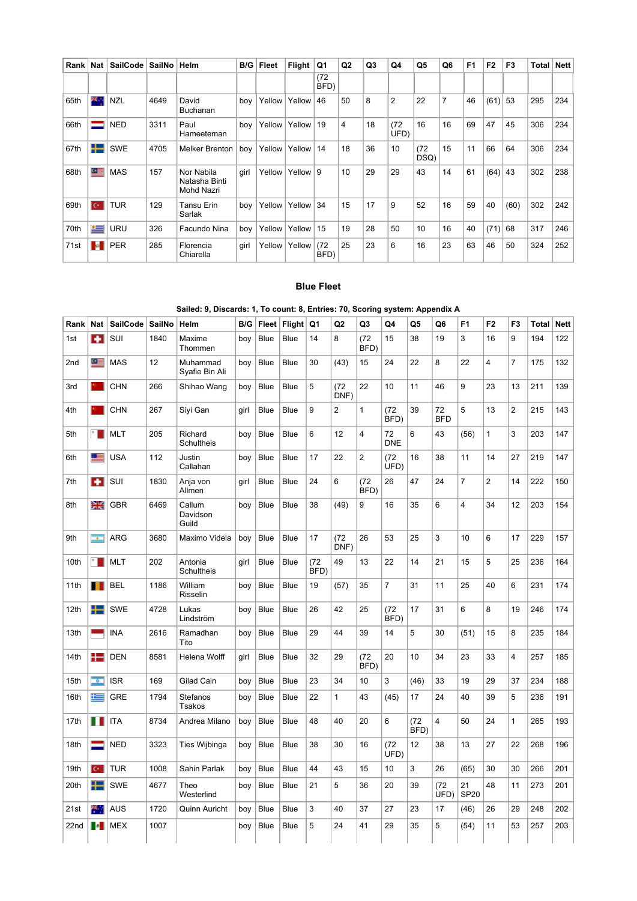| Rank | Nat | SailCode | SailNo | Helm | B/G | Fleet | Flight | Q1 | Q2 | Q3 | Q4 | Q5 | Q6 | F1 | F2 | F3 | Total | Nett |
|---|---|---|---|---|---|---|---|---|---|---|---|---|---|---|---|---|---|---|
| | | | | | | | | (72 BFD) | | | | | | | | | | |
| 65th | | NZL | 4649 | David Buchanan | boy | Yellow | Yellow | 46 | 50 | 8 | 2 | 22 | 7 | 46 | (61) | 53 | 295 | 234 |
| 66th | | NED | 3311 | Paul Hameeteman | boy | Yellow | Yellow | 19 | 4 | 18 | (72 UFD) | 16 | 16 | 69 | 47 | 45 | 306 | 234 |
| 67th | | SWE | 4705 | Melker Brenton | boy | Yellow | Yellow | 14 | 18 | 36 | 10 | (72 DSQ) | 15 | 11 | 66 | 64 | 306 | 234 |
| 68th | | MAS | 157 | Nor Nabila Natasha Binti Mohd Nazri | girl | Yellow | Yellow | 9 | 10 | 29 | 29 | 43 | 14 | 61 | (64) | 43 | 302 | 238 |
| 69th | | TUR | 129 | Tansu Erin Sarlak | boy | Yellow | Yellow | 34 | 15 | 17 | 9 | 52 | 16 | 59 | 40 | (60) | 302 | 242 |
| 70th | | URU | 326 | Facundo Nina | boy | Yellow | Yellow | 15 | 19 | 28 | 50 | 10 | 16 | 40 | (71) | 68 | 317 | 246 |
| 71st | | PER | 285 | Florencia Chiarella | girl | Yellow | Yellow | (72 BFD) | 25 | 23 | 6 | 16 | 23 | 63 | 46 | 50 | 324 | 252 |

## Blue Fleet

**Sailed: 9, Discards: 1, To count: 8, Entries: 70, Scoring system: Appendix A**

| Rank | Nat | SailCode | SailNo | Helm | B/G | Fleet | Flight | Q1 | Q2 | Q3 | Q4 | Q5 | Q6 | F1 | F2 | F3 | Total | Nett |
|---|---|---|---|---|---|---|---|---|---|---|---|---|---|---|---|---|---|---|
| 1st | | SUI | 1840 | Maxime Thommen | boy | Blue | Blue | 14 | 8 | (72 BFD) | 15 | 38 | 19 | 3 | 16 | 9 | 194 | 122 |
| 2nd | | MAS | 12 | Muhammad Syafie Bin Ali | boy | Blue | Blue | 30 | (43) | 15 | 24 | 22 | 8 | 22 | 4 | 7 | 175 | 132 |
| 3rd | | CHN | 266 | Shihao Wang | boy | Blue | Blue | 5 | (72 DNF) | 22 | 10 | 11 | 46 | 9 | 23 | 13 | 211 | 139 |
| 4th | | CHN | 267 | Siyi Gan | girl | Blue | Blue | 9 | 2 | 1 | (72 BFD) | 39 | 72 BFD | 5 | 13 | 2 | 215 | 143 |
| 5th | | MLT | 205 | Richard Schultheis | boy | Blue | Blue | 6 | 12 | 4 | 72 DNE | 6 | 43 | (56) | 1 | 3 | 203 | 147 |
| 6th | | USA | 112 | Justin Callahan | boy | Blue | Blue | 17 | 22 | 2 | (72 UFD) | 16 | 38 | 11 | 14 | 27 | 219 | 147 |
| 7th | | SUI | 1830 | Anja von Allmen | girl | Blue | Blue | 24 | 6 | (72 BFD) | 26 | 47 | 24 | 7 | 2 | 14 | 222 | 150 |
| 8th | | GBR | 6469 | Callum Davidson Guild | boy | Blue | Blue | 38 | (49) | 9 | 16 | 35 | 6 | 4 | 34 | 12 | 203 | 154 |
| 9th | | ARG | 3680 | Maximo Videla | boy | Blue | Blue | 17 | (72 DNF) | 26 | 53 | 25 | 3 | 10 | 6 | 17 | 229 | 157 |
| 10th | | MLT | 202 | Antonia Schultheis | girl | Blue | Blue | (72 BFD) | 49 | 13 | 22 | 14 | 21 | 15 | 5 | 25 | 236 | 164 |
| 11th | | BEL | 1186 | William Risselin | boy | Blue | Blue | 19 | (57) | 35 | 7 | 31 | 11 | 25 | 40 | 6 | 231 | 174 |
| 12th | | SWE | 4728 | Lukas Lindström | boy | Blue | Blue | 26 | 42 | 25 | (72 BFD) | 17 | 31 | 6 | 8 | 19 | 246 | 174 |
| 13th | | INA | 2616 | Ramadhan Tito | boy | Blue | Blue | 29 | 44 | 39 | 14 | 5 | 30 | (51) | 15 | 8 | 235 | 184 |
| 14th | | DEN | 8581 | Helena Wolff | girl | Blue | Blue | 32 | 29 | (72 BFD) | 20 | 10 | 34 | 23 | 33 | 4 | 257 | 185 |
| 15th | | ISR | 169 | Gilad Cain | boy | Blue | Blue | 23 | 34 | 10 | 3 | (46) | 33 | 19 | 29 | 37 | 234 | 188 |
| 16th | | GRE | 1794 | Stefanos Tsakos | boy | Blue | Blue | 22 | 1 | 43 | (45) | 17 | 24 | 40 | 39 | 5 | 236 | 191 |
| 17th | | ITA | 8734 | Andrea Milano | boy | Blue | Blue | 48 | 40 | 20 | 6 | (72 BFD) | 4 | 50 | 24 | 1 | 265 | 193 |
| 18th | | NED | 3323 | Ties Wijbinga | boy | Blue | Blue | 38 | 30 | 16 | (72 UFD) | 12 | 38 | 13 | 27 | 22 | 268 | 196 |
| 19th | | TUR | 1008 | Sahin Parlak | boy | Blue | Blue | 44 | 43 | 15 | 10 | 3 | 26 | (65) | 30 | 30 | 266 | 201 |
| 20th | | SWE | 4677 | Theo Westerlind | boy | Blue | Blue | 21 | 5 | 36 | 20 | 39 | (72 UFD) | 21 SP20 | 48 | 11 | 273 | 201 |
| 21st | | AUS | 1720 | Quinn Auricht | boy | Blue | Blue | 3 | 40 | 37 | 27 | 23 | 17 | (46) | 26 | 29 | 248 | 202 |
| 22nd | | MEX | 1007 | | boy | Blue | Blue | 5 | 24 | 41 | 29 | 35 | 5 | (54) | 11 | 53 | 257 | 203 |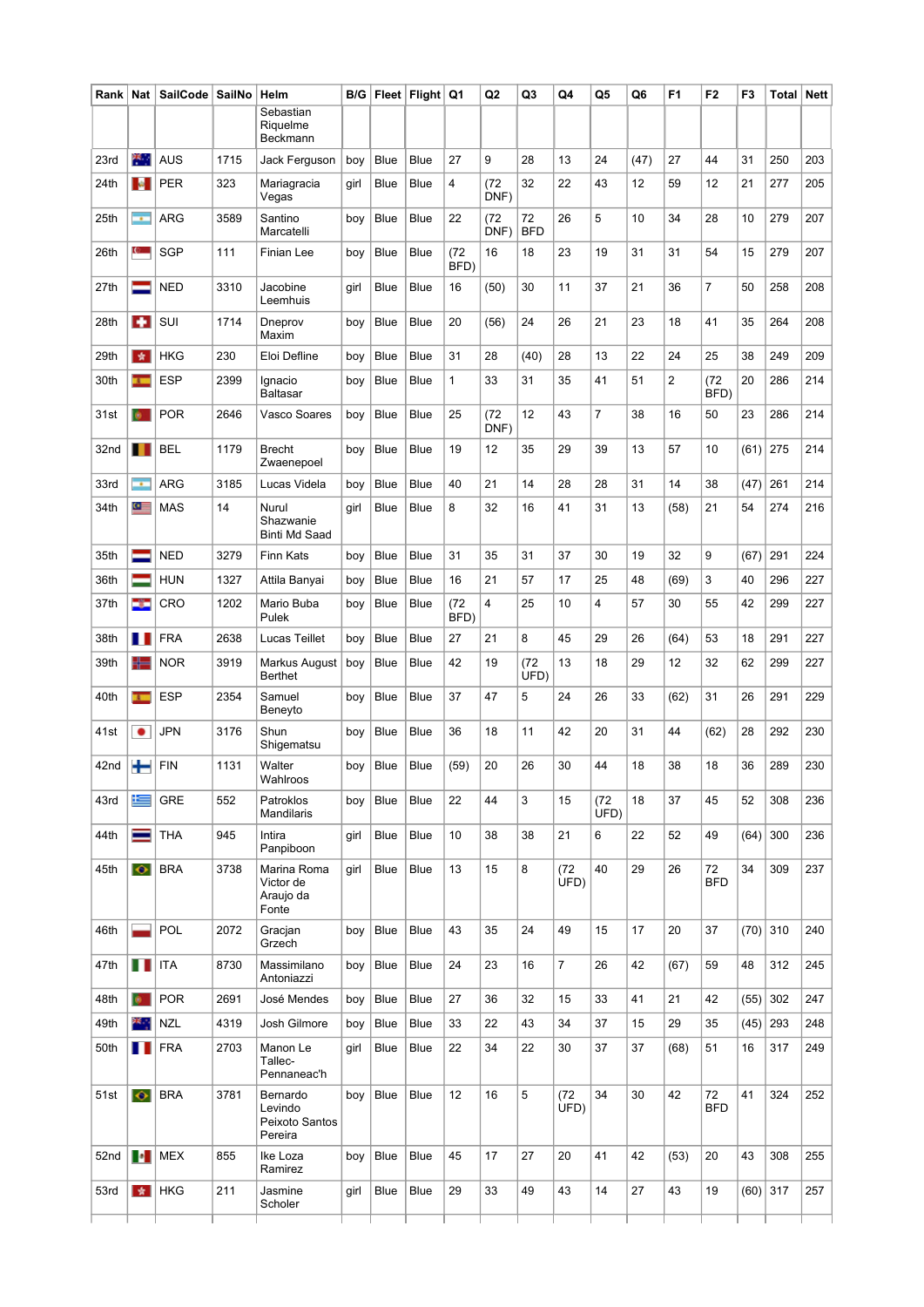| Rank | Nat | SailCode | SailNo | Helm | B/G | Fleet | Flight | Q1 | Q2 | Q3 | Q4 | Q5 | Q6 | F1 | F2 | F3 | Total | Nett |
|---|---|---|---|---|---|---|---|---|---|---|---|---|---|---|---|---|---|---|
| | | | | Sebastian Riquelme Beckmann | | | | | | | | | | | | | | |
| 23rd | | AUS | 1715 | Jack Ferguson | boy | Blue | Blue | 27 | 9 | 28 | 13 | 24 | (47) | 27 | 44 | 31 | 250 | 203 |
| 24th | | PER | 323 | Mariagracia Vegas | girl | Blue | Blue | 4 | (72 DNF) | 32 | 22 | 43 | 12 | 59 | 12 | 21 | 277 | 205 |
| 25th | | ARG | 3589 | Santino Marcatelli | boy | Blue | Blue | 22 | (72 DNF) | 72 BFD | 26 | 5 | 10 | 34 | 28 | 10 | 279 | 207 |
| 26th | | SGP | 111 | Finian Lee | boy | Blue | Blue | (72 BFD) | 16 | 18 | 23 | 19 | 31 | 31 | 54 | 15 | 279 | 207 |
| 27th | | NED | 3310 | Jacobine Leemhuis | girl | Blue | Blue | 16 | (50) | 30 | 11 | 37 | 21 | 36 | 7 | 50 | 258 | 208 |
| 28th | | SUI | 1714 | Dneprov Maxim | boy | Blue | Blue | 20 | (56) | 24 | 26 | 21 | 23 | 18 | 41 | 35 | 264 | 208 |
| 29th | | HKG | 230 | Eloi Defline | boy | Blue | Blue | 31 | 28 | (40) | 28 | 13 | 22 | 24 | 25 | 38 | 249 | 209 |
| 30th | | ESP | 2399 | Ignacio Baltasar | boy | Blue | Blue | 1 | 33 | 31 | 35 | 41 | 51 | 2 | (72 BFD) | 20 | 286 | 214 |
| 31st | | POR | 2646 | Vasco Soares | boy | Blue | Blue | 25 | (72 DNF) | 12 | 43 | 7 | 38 | 16 | 50 | 23 | 286 | 214 |
| 32nd | | BEL | 1179 | Brecht Zwaenepoel | boy | Blue | Blue | 19 | 12 | 35 | 29 | 39 | 13 | 57 | 10 | (61) | 275 | 214 |
| 33rd | | ARG | 3185 | Lucas Videla | boy | Blue | Blue | 40 | 21 | 14 | 28 | 28 | 31 | 14 | 38 | (47) | 261 | 214 |
| 34th | | MAS | 14 | Nurul Shazwanie Binti Md Saad | girl | Blue | Blue | 8 | 32 | 16 | 41 | 31 | 13 | (58) | 21 | 54 | 274 | 216 |
| 35th | | NED | 3279 | Finn Kats | boy | Blue | Blue | 31 | 35 | 31 | 37 | 30 | 19 | 32 | 9 | (67) | 291 | 224 |
| 36th | | HUN | 1327 | Attila Banyai | boy | Blue | Blue | 16 | 21 | 57 | 17 | 25 | 48 | (69) | 3 | 40 | 296 | 227 |
| 37th | | CRO | 1202 | Mario Buba Pulek | boy | Blue | Blue | (72 BFD) | 4 | 25 | 10 | 4 | 57 | 30 | 55 | 42 | 299 | 227 |
| 38th | | FRA | 2638 | Lucas Teillet | boy | Blue | Blue | 27 | 21 | 8 | 45 | 29 | 26 | (64) | 53 | 18 | 291 | 227 |
| 39th | | NOR | 3919 | Markus August Berthet | boy | Blue | Blue | 42 | 19 | (72 UFD) | 13 | 18 | 29 | 12 | 32 | 62 | 299 | 227 |
| 40th | | ESP | 2354 | Samuel Beneyto | boy | Blue | Blue | 37 | 47 | 5 | 24 | 26 | 33 | (62) | 31 | 26 | 291 | 229 |
| 41st | | JPN | 3176 | Shun Shigematsu | boy | Blue | Blue | 36 | 18 | 11 | 42 | 20 | 31 | 44 | (62) | 28 | 292 | 230 |
| 42nd | | FIN | 1131 | Walter Wahlroos | boy | Blue | Blue | (59) | 20 | 26 | 30 | 44 | 18 | 38 | 18 | 36 | 289 | 230 |
| 43rd | | GRE | 552 | Patroklos Mandilaris | boy | Blue | Blue | 22 | 44 | 3 | 15 | (72 UFD) | 18 | 37 | 45 | 52 | 308 | 236 |
| 44th | | THA | 945 | Intira Panpiboon | girl | Blue | Blue | 10 | 38 | 38 | 21 | 6 | 22 | 52 | 49 | (64) | 300 | 236 |
| 45th | | BRA | 3738 | Marina Roma Victor de Araujo da Fonte | girl | Blue | Blue | 13 | 15 | 8 | (72 UFD) | 40 | 29 | 26 | 72 BFD | 34 | 309 | 237 |
| 46th | | POL | 2072 | Gracjan Grzech | boy | Blue | Blue | 43 | 35 | 24 | 49 | 15 | 17 | 20 | 37 | (70) | 310 | 240 |
| 47th | | ITA | 8730 | Massimilano Antoniazzi | boy | Blue | Blue | 24 | 23 | 16 | 7 | 26 | 42 | (67) | 59 | 48 | 312 | 245 |
| 48th | | POR | 2691 | José Mendes | boy | Blue | Blue | 27 | 36 | 32 | 15 | 33 | 41 | 21 | 42 | (55) | 302 | 247 |
| 49th | | NZL | 4319 | Josh Gilmore | boy | Blue | Blue | 33 | 22 | 43 | 34 | 37 | 15 | 29 | 35 | (45) | 293 | 248 |
| 50th | | FRA | 2703 | Manon Le Tallec-Pennaneac'h | girl | Blue | Blue | 22 | 34 | 22 | 30 | 37 | 37 | (68) | 51 | 16 | 317 | 249 |
| 51st | | BRA | 3781 | Bernardo Levindo Peixoto Santos Pereira | boy | Blue | Blue | 12 | 16 | 5 | (72 UFD) | 34 | 30 | 42 | 72 BFD | 41 | 324 | 252 |
| 52nd | | MEX | 855 | Ike Loza Ramirez | boy | Blue | Blue | 45 | 17 | 27 | 20 | 41 | 42 | (53) | 20 | 43 | 308 | 255 |
| 53rd | | HKG | 211 | Jasmine Scholer | girl | Blue | Blue | 29 | 33 | 49 | 43 | 14 | 27 | 43 | 19 | (60) | 317 | 257 |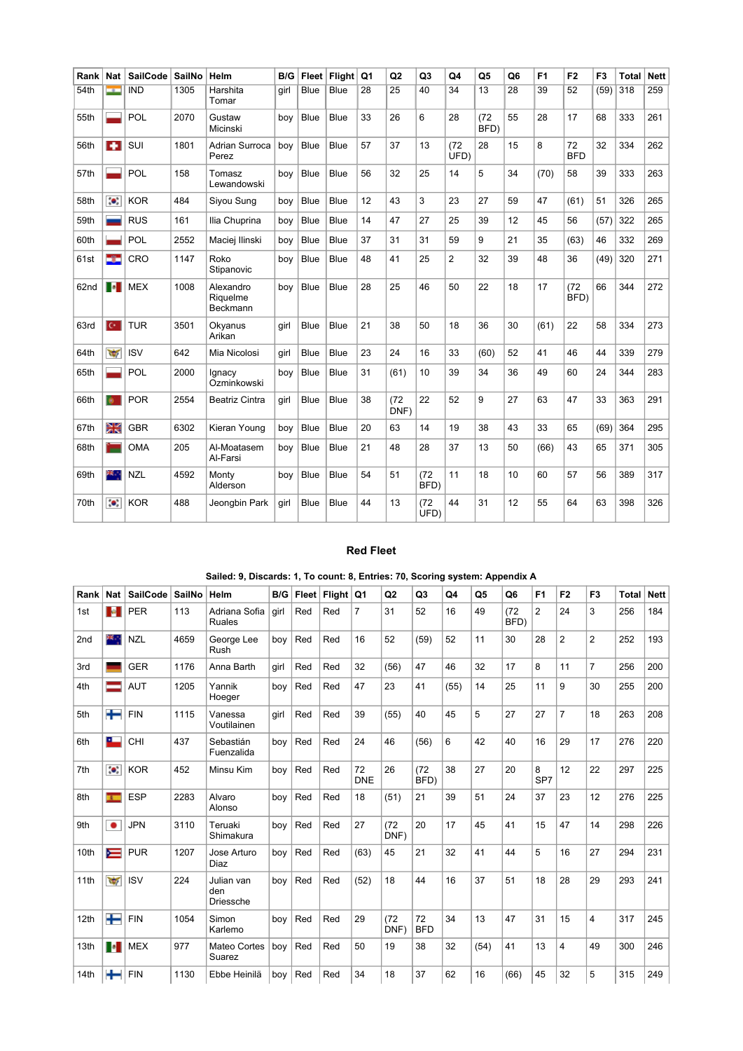| Rank | Nat | SailCode | SailNo | Helm | B/G | Fleet | Flight | Q1 | Q2 | Q3 | Q4 | Q5 | Q6 | F1 | F2 | F3 | Total | Nett |
|---|---|---|---|---|---|---|---|---|---|---|---|---|---|---|---|---|---|---|
| 54th | | IND | 1305 | Harshita Tomar | girl | Blue | Blue | 28 | 25 | 40 | 34 | 13 | 28 | 39 | 52 | (59) | 318 | 259 |
| 55th | | POL | 2070 | Gustaw Micinski | boy | Blue | Blue | 33 | 26 | 6 | 28 | (72 BFD) | 55 | 28 | 17 | 68 | 333 | 261 |
| 56th | | SUI | 1801 | Adrian Surroca Perez | boy | Blue | Blue | 57 | 37 | 13 | (72 UFD) | 28 | 15 | 8 | 72 BFD | 32 | 334 | 262 |
| 57th | | POL | 158 | Tomasz Lewandowski | boy | Blue | Blue | 56 | 32 | 25 | 14 | 5 | 34 | (70) | 58 | 39 | 333 | 263 |
| 58th | | KOR | 484 | Siyou Sung | boy | Blue | Blue | 12 | 43 | 3 | 23 | 27 | 59 | 47 | (61) | 51 | 326 | 265 |
| 59th | | RUS | 161 | Ilia Chuprina | boy | Blue | Blue | 14 | 47 | 27 | 25 | 39 | 12 | 45 | 56 | (57) | 322 | 265 |
| 60th | | POL | 2552 | Maciej Ilinski | boy | Blue | Blue | 37 | 31 | 31 | 59 | 9 | 21 | 35 | (63) | 46 | 332 | 269 |
| 61st | | CRO | 1147 | Roko Stipanovic | boy | Blue | Blue | 48 | 41 | 25 | 2 | 32 | 39 | 48 | 36 | (49) | 320 | 271 |
| 62nd | | MEX | 1008 | Alexandro Riquelme Beckmann | boy | Blue | Blue | 28 | 25 | 46 | 50 | 22 | 18 | 17 | (72 BFD) | 66 | 344 | 272 |
| 63rd | | TUR | 3501 | Okyanus Arikan | girl | Blue | Blue | 21 | 38 | 50 | 18 | 36 | 30 | (61) | 22 | 58 | 334 | 273 |
| 64th | | ISV | 642 | Mia Nicolosi | girl | Blue | Blue | 23 | 24 | 16 | 33 | (60) | 52 | 41 | 46 | 44 | 339 | 279 |
| 65th | | POL | 2000 | Ignacy Ozminkowski | boy | Blue | Blue | 31 | (61) | 10 | 39 | 34 | 36 | 49 | 60 | 24 | 344 | 283 |
| 66th | | POR | 2554 | Beatriz Cintra | girl | Blue | Blue | 38 | (72 DNF) | 22 | 52 | 9 | 27 | 63 | 47 | 33 | 363 | 291 |
| 67th | | GBR | 6302 | Kieran Young | boy | Blue | Blue | 20 | 63 | 14 | 19 | 38 | 43 | 33 | 65 | (69) | 364 | 295 |
| 68th | | OMA | 205 | Al-Moatasem Al-Farsi | boy | Blue | Blue | 21 | 48 | 28 | 37 | 13 | 50 | (66) | 43 | 65 | 371 | 305 |
| 69th | | NZL | 4592 | Monty Alderson | boy | Blue | Blue | 54 | 51 | (72 BFD) | 11 | 18 | 10 | 60 | 57 | 56 | 389 | 317 |
| 70th | | KOR | 488 | Jeongbin Park | girl | Blue | Blue | 44 | 13 | (72 UFD) | 44 | 31 | 12 | 55 | 64 | 63 | 398 | 326 |

## Red Fleet

**Sailed: 9, Discards: 1, To count: 8, Entries: 70, Scoring system: Appendix A**

| Rank | Nat | SailCode | SailNo | Helm | B/G | Fleet | Flight | Q1 | Q2 | Q3 | Q4 | Q5 | Q6 | F1 | F2 | F3 | Total | Nett |
|---|---|---|---|---|---|---|---|---|---|---|---|---|---|---|---|---|---|---|
| 1st | | PER | 113 | Adriana Sofia Ruales | girl | Red | Red | 7 | 31 | 52 | 16 | 49 | (72 BFD) | 2 | 24 | 3 | 256 | 184 |
| 2nd | | NZL | 4659 | George Lee Rush | boy | Red | Red | 16 | 52 | (59) | 52 | 11 | 30 | 28 | 2 | 2 | 252 | 193 |
| 3rd | | GER | 1176 | Anna Barth | girl | Red | Red | 32 | (56) | 47 | 46 | 32 | 17 | 8 | 11 | 7 | 256 | 200 |
| 4th | | AUT | 1205 | Yannik Hoeger | boy | Red | Red | 47 | 23 | 41 | (55) | 14 | 25 | 11 | 9 | 30 | 255 | 200 |
| 5th | | FIN | 1115 | Vanessa Voutilainen | girl | Red | Red | 39 | (55) | 40 | 45 | 5 | 27 | 27 | 7 | 18 | 263 | 208 |
| 6th | | CHI | 437 | Sebastián Fuenzalida | boy | Red | Red | 24 | 46 | (56) | 6 | 42 | 40 | 16 | 29 | 17 | 276 | 220 |
| 7th | | KOR | 452 | Minsu Kim | boy | Red | Red | 72 DNE | 26 | (72 BFD) | 38 | 27 | 20 | 8 SP7 | 12 | 22 | 297 | 225 |
| 8th | | ESP | 2283 | Alvaro Alonso | boy | Red | Red | 18 | (51) | 21 | 39 | 51 | 24 | 37 | 23 | 12 | 276 | 225 |
| 9th | | JPN | 3110 | Teruaki Shimakura | boy | Red | Red | 27 | (72 DNF) | 20 | 17 | 45 | 41 | 15 | 47 | 14 | 298 | 226 |
| 10th | | PUR | 1207 | Jose Arturo Diaz | boy | Red | Red | (63) | 45 | 21 | 32 | 41 | 44 | 5 | 16 | 27 | 294 | 231 |
| 11th | | ISV | 224 | Julian van den Driessche | boy | Red | Red | (52) | 18 | 44 | 16 | 37 | 51 | 18 | 28 | 29 | 293 | 241 |
| 12th | | FIN | 1054 | Simon Karlemo | boy | Red | Red | 29 | (72 DNF) | 72 BFD | 34 | 13 | 47 | 31 | 15 | 4 | 317 | 245 |
| 13th | | MEX | 977 | Mateo Cortes Suarez | boy | Red | Red | 50 | 19 | 38 | 32 | (54) | 41 | 13 | 4 | 49 | 300 | 246 |
| 14th | | FIN | 1130 | Ebbe Heinilä | boy | Red | Red | 34 | 18 | 37 | 62 | 16 | (66) | 45 | 32 | 5 | 315 | 249 |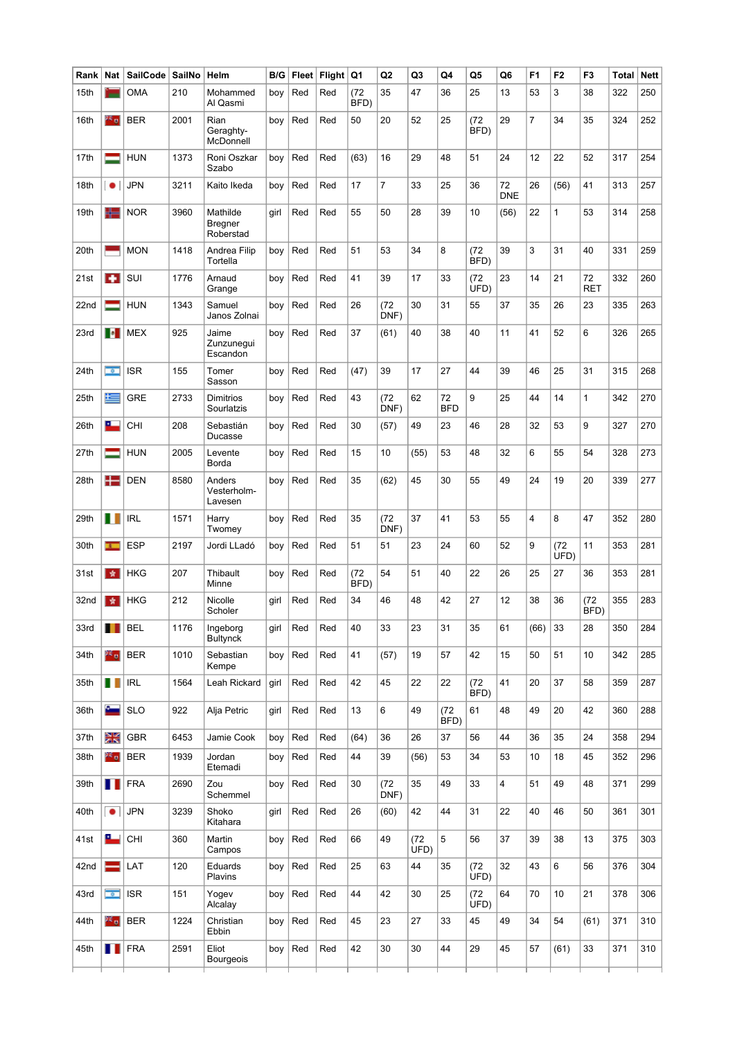| Rank | Nat | SailCode | SailNo | Helm | B/G | Fleet | Flight | Q1 | Q2 | Q3 | Q4 | Q5 | Q6 | F1 | F2 | F3 | Total | Nett |
|---|---|---|---|---|---|---|---|---|---|---|---|---|---|---|---|---|---|---|
| 15th | | OMA | 210 | Mohammed Al Qasmi | boy | Red | Red | (72 BFD) | 35 | 47 | 36 | 25 | 13 | 53 | 3 | 38 | 322 | 250 |
| 16th | | BER | 2001 | Rian Geraghty-McDonnell | boy | Red | Red | 50 | 20 | 52 | 25 | (72 BFD) | 29 | 7 | 34 | 35 | 324 | 252 |
| 17th | | HUN | 1373 | Roni Oszkar Szabo | boy | Red | Red | (63) | 16 | 29 | 48 | 51 | 24 | 12 | 22 | 52 | 317 | 254 |
| 18th | | JPN | 3211 | Kaito Ikeda | boy | Red | Red | 17 | 7 | 33 | 25 | 36 | 72 DNE | 26 | (56) | 41 | 313 | 257 |
| 19th | | NOR | 3960 | Mathilde Bregner Roberstad | girl | Red | Red | 55 | 50 | 28 | 39 | 10 | (56) | 22 | 1 | 53 | 314 | 258 |
| 20th | | MON | 1418 | Andrea Filip Tortella | boy | Red | Red | 51 | 53 | 34 | 8 | (72 BFD) | 39 | 3 | 31 | 40 | 331 | 259 |
| 21st | | SUI | 1776 | Arnaud Grange | boy | Red | Red | 41 | 39 | 17 | 33 | (72 UFD) | 23 | 14 | 21 | 72 RET | 332 | 260 |
| 22nd | | HUN | 1343 | Samuel Janos Zolnai | boy | Red | Red | 26 | (72 DNF) | 30 | 31 | 55 | 37 | 35 | 26 | 23 | 335 | 263 |
| 23rd | | MEX | 925 | Jaime Zunzunegui Escandon | boy | Red | Red | 37 | (61) | 40 | 38 | 40 | 11 | 41 | 52 | 6 | 326 | 265 |
| 24th | | ISR | 155 | Tomer Sasson | boy | Red | Red | (47) | 39 | 17 | 27 | 44 | 39 | 46 | 25 | 31 | 315 | 268 |
| 25th | | GRE | 2733 | Dimitrios Sourlatzis | boy | Red | Red | 43 | (72 DNF) | 62 | 72 BFD | 9 | 25 | 44 | 14 | 1 | 342 | 270 |
| 26th | | CHI | 208 | Sebastián Ducasse | boy | Red | Red | 30 | (57) | 49 | 23 | 46 | 28 | 32 | 53 | 9 | 327 | 270 |
| 27th | | HUN | 2005 | Levente Borda | boy | Red | Red | 15 | 10 | (55) | 53 | 48 | 32 | 6 | 55 | 54 | 328 | 273 |
| 28th | | DEN | 8580 | Anders Vesterholm-Lavesen | boy | Red | Red | 35 | (62) | 45 | 30 | 55 | 49 | 24 | 19 | 20 | 339 | 277 |
| 29th | | IRL | 1571 | Harry Twomey | boy | Red | Red | 35 | (72 DNF) | 37 | 41 | 53 | 55 | 4 | 8 | 47 | 352 | 280 |
| 30th | | ESP | 2197 | Jordi LLadó | boy | Red | Red | 51 | 51 | 23 | 24 | 60 | 52 | 9 | (72 UFD) | 11 | 353 | 281 |
| 31st | | HKG | 207 | Thibault Minne | boy | Red | Red | (72 BFD) | 54 | 51 | 40 | 22 | 26 | 25 | 27 | 36 | 353 | 281 |
| 32nd | | HKG | 212 | Nicolle Scholer | girl | Red | Red | 34 | 46 | 48 | 42 | 27 | 12 | 38 | 36 | (72 BFD) | 355 | 283 |
| 33rd | | BEL | 1176 | Ingeborg Bultynck | girl | Red | Red | 40 | 33 | 23 | 31 | 35 | 61 | (66) | 33 | 28 | 350 | 284 |
| 34th | | BER | 1010 | Sebastian Kempe | boy | Red | Red | 41 | (57) | 19 | 57 | 42 | 15 | 50 | 51 | 10 | 342 | 285 |
| 35th | | IRL | 1564 | Leah Rickard | girl | Red | Red | 42 | 45 | 22 | 22 | (72 BFD) | 41 | 20 | 37 | 58 | 359 | 287 |
| 36th | | SLO | 922 | Alja Petric | girl | Red | Red | 13 | 6 | 49 | (72 BFD) | 61 | 48 | 49 | 20 | 42 | 360 | 288 |
| 37th | | GBR | 6453 | Jamie Cook | boy | Red | Red | (64) | 36 | 26 | 37 | 56 | 44 | 36 | 35 | 24 | 358 | 294 |
| 38th | | BER | 1939 | Jordan Etemadi | boy | Red | Red | 44 | 39 | (56) | 53 | 34 | 53 | 10 | 18 | 45 | 352 | 296 |
| 39th | | FRA | 2690 | Zou Schemmel | boy | Red | Red | 30 | (72 DNF) | 35 | 49 | 33 | 4 | 51 | 49 | 48 | 371 | 299 |
| 40th | | JPN | 3239 | Shoko Kitahara | girl | Red | Red | 26 | (60) | 42 | 44 | 31 | 22 | 40 | 46 | 50 | 361 | 301 |
| 41st | | CHI | 360 | Martin Campos | boy | Red | Red | 66 | 49 | (72 UFD) | 5 | 56 | 37 | 39 | 38 | 13 | 375 | 303 |
| 42nd | | LAT | 120 | Eduards Plavins | boy | Red | Red | 25 | 63 | 44 | 35 | (72 UFD) | 32 | 43 | 6 | 56 | 376 | 304 |
| 43rd | | ISR | 151 | Yogev Alcalay | boy | Red | Red | 44 | 42 | 30 | 25 | (72 UFD) | 64 | 70 | 10 | 21 | 378 | 306 |
| 44th | | BER | 1224 | Christian Ebbin | boy | Red | Red | 45 | 23 | 27 | 33 | 45 | 49 | 34 | 54 | (61) | 371 | 310 |
| 45th | | FRA | 2591 | Eliot Bourgeois | boy | Red | Red | 42 | 30 | 30 | 44 | 29 | 45 | 57 | (61) | 33 | 371 | 310 |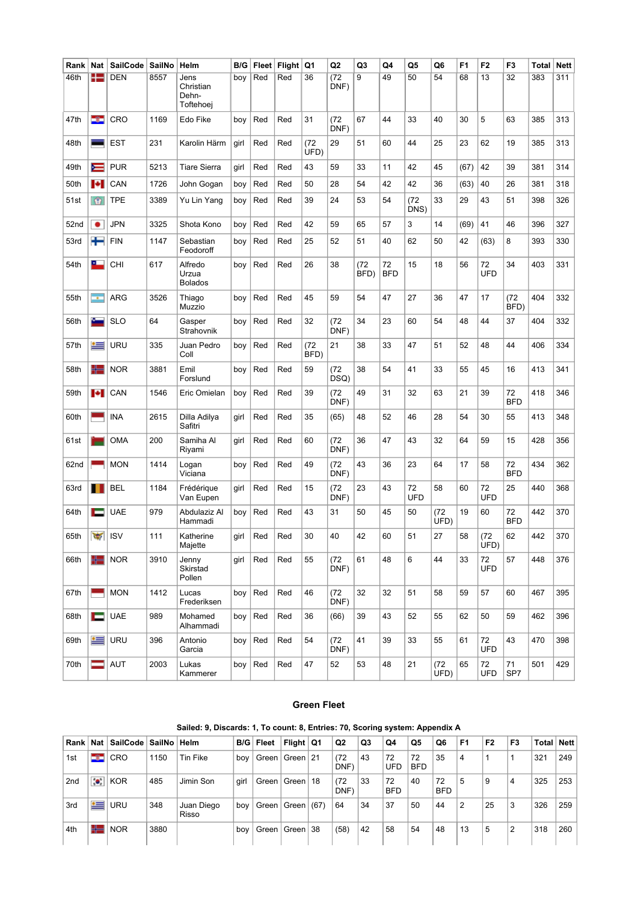| Rank | Nat | SailCode | SailNo | Helm | B/G | Fleet | Flight | Q1 | Q2 | Q3 | Q4 | Q5 | Q6 | F1 | F2 | F3 | Total | Nett |
|---|---|---|---|---|---|---|---|---|---|---|---|---|---|---|---|---|---|---|
| 46th | | DEN | 8557 | Jens Christian Dehn-Toftehoej | boy | Red | Red | 36 | (72 DNF) | 9 | 49 | 50 | 54 | 68 | 13 | 32 | 383 | 311 |
| 47th | | CRO | 1169 | Edo Fike | boy | Red | Red | 31 | (72 DNF) | 67 | 44 | 33 | 40 | 30 | 5 | 63 | 385 | 313 |
| 48th | | EST | 231 | Karolin Härm | girl | Red | Red | (72 UFD) | 29 | 51 | 60 | 44 | 25 | 23 | 62 | 19 | 385 | 313 |
| 49th | | PUR | 5213 | Tiare Sierra | girl | Red | Red | 43 | 59 | 33 | 11 | 42 | 45 | (67) | 42 | 39 | 381 | 314 |
| 50th | | CAN | 1726 | John Gogan | boy | Red | Red | 50 | 28 | 54 | 42 | 42 | 36 | (63) | 40 | 26 | 381 | 318 |
| 51st | | TPE | 3389 | Yu Lin Yang | boy | Red | Red | 39 | 24 | 53 | 54 | (72 DNS) | 33 | 29 | 43 | 51 | 398 | 326 |
| 52nd | | JPN | 3325 | Shota Kono | boy | Red | Red | 42 | 59 | 65 | 57 | 3 | 14 | (69) | 41 | 46 | 396 | 327 |
| 53rd | | FIN | 1147 | Sebastian Feodoroff | boy | Red | Red | 25 | 52 | 51 | 40 | 62 | 50 | 42 | (63) | 8 | 393 | 330 |
| 54th | | CHI | 617 | Alfredo Urzua Bolados | boy | Red | Red | 26 | 38 | (72 BFD) | 72 BFD | 15 | 18 | 56 | 72 UFD | 34 | 403 | 331 |
| 55th | | ARG | 3526 | Thiago Muzzio | boy | Red | Red | 45 | 59 | 54 | 47 | 27 | 36 | 47 | 17 | (72 BFD) | 404 | 332 |
| 56th | | SLO | 64 | Gasper Strahovnik | boy | Red | Red | 32 | (72 DNF) | 34 | 23 | 60 | 54 | 48 | 44 | 37 | 404 | 332 |
| 57th | | URU | 335 | Juan Pedro Coll | boy | Red | Red | (72 BFD) | 21 | 38 | 33 | 47 | 51 | 52 | 48 | 44 | 406 | 334 |
| 58th | | NOR | 3881 | Emil Forslund | boy | Red | Red | 59 | (72 DSQ) | 38 | 54 | 41 | 33 | 55 | 45 | 16 | 413 | 341 |
| 59th | | CAN | 1546 | Eric Omielan | boy | Red | Red | 39 | (72 DNF) | 49 | 31 | 32 | 63 | 21 | 39 | 72 BFD | 418 | 346 |
| 60th | | INA | 2615 | Dilla Adilya Safitri | girl | Red | Red | 35 | (65) | 48 | 52 | 46 | 28 | 54 | 30 | 55 | 413 | 348 |
| 61st | | OMA | 200 | Samiha Al Riyami | girl | Red | Red | 60 | (72 DNF) | 36 | 47 | 43 | 32 | 64 | 59 | 15 | 428 | 356 |
| 62nd | | MON | 1414 | Logan Viciana | boy | Red | Red | 49 | (72 DNF) | 43 | 36 | 23 | 64 | 17 | 58 | 72 BFD | 434 | 362 |
| 63rd | | BEL | 1184 | Frédérique Van Eupen | girl | Red | Red | 15 | (72 DNF) | 23 | 43 | 72 UFD | 58 | 60 | 72 UFD | 25 | 440 | 368 |
| 64th | | UAE | 979 | Abdulaziz Al Hammadi | boy | Red | Red | 43 | 31 | 50 | 45 | 50 | (72 UFD) | 19 | 60 | 72 BFD | 442 | 370 |
| 65th | | ISV | 111 | Katherine Majette | girl | Red | Red | 30 | 40 | 42 | 60 | 51 | 27 | 58 | (72 UFD) | 62 | 442 | 370 |
| 66th | | NOR | 3910 | Jenny Skirstad Pollen | girl | Red | Red | 55 | (72 DNF) | 61 | 48 | 6 | 44 | 33 | 72 UFD | 57 | 448 | 376 |
| 67th | | MON | 1412 | Lucas Frederiksen | boy | Red | Red | 46 | (72 DNF) | 32 | 32 | 51 | 58 | 59 | 57 | 60 | 467 | 395 |
| 68th | | UAE | 989 | Mohamed Alhammadi | boy | Red | Red | 36 | (66) | 39 | 43 | 52 | 55 | 62 | 50 | 59 | 462 | 396 |
| 69th | | URU | 396 | Antonio Garcia | boy | Red | Red | 54 | (72 DNF) | 41 | 39 | 33 | 55 | 61 | 72 UFD | 43 | 470 | 398 |
| 70th | | AUT | 2003 | Lukas Kammerer | boy | Red | Red | 47 | 52 | 53 | 48 | 21 | (72 UFD) | 65 | 72 UFD | 71 SP7 | 501 | 429 |

## Green Fleet

**Sailed: 9, Discards: 1, To count: 8, Entries: 70, Scoring system: Appendix A**

| Rank | Nat | SailCode | SailNo | Helm | B/G | Fleet | Flight | Q1 | Q2 | Q3 | Q4 | Q5 | Q6 | F1 | F2 | F3 | Total | Nett |
|---|---|---|---|---|---|---|---|---|---|---|---|---|---|---|---|---|---|---|
| 1st | | CRO | 1150 | Tin Fike | boy | Green | Green | 21 | (72 DNF) | 43 | 72 UFD | 72 BFD | 35 | 4 | 1 | 1 | 321 | 249 |
| 2nd | | KOR | 485 | Jimin Son | girl | Green | Green | 18 | (72 DNF) | 33 | 72 BFD | 40 | 72 BFD | 5 | 9 | 4 | 325 | 253 |
| 3rd | | URU | 348 | Juan Diego Risso | boy | Green | Green | (67) | 64 | 34 | 37 | 50 | 44 | 2 | 25 | 3 | 326 | 259 |
| 4th | | NOR | 3880 | | boy | Green | Green | 38 | (58) | 42 | 58 | 54 | 48 | 13 | 5 | 2 | 318 | 260 |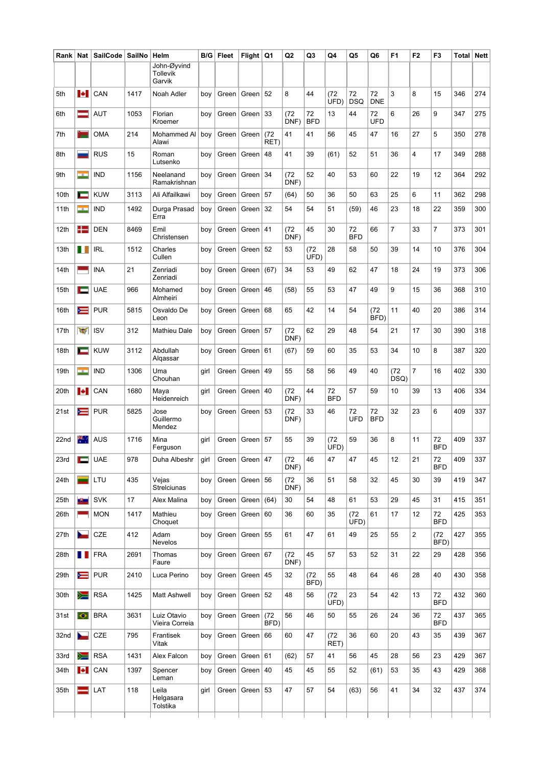| Rank | Nat | SailCode | SailNo | Helm | B/G | Fleet | Flight | Q1 | Q2 | Q3 | Q4 | Q5 | Q6 | F1 | F2 | F3 | Total | Nett |
|---|---|---|---|---|---|---|---|---|---|---|---|---|---|---|---|---|---|---|
| | | | | John-Øyvind Tollevik Garvik | | | | | | | | | | | | | | |
| 5th | | CAN | 1417 | Noah Adler | boy | Green | Green | 52 | 8 | 44 | (72 UFD) | 72 DSQ | 72 DNE | 3 | 8 | 15 | 346 | 274 |
| 6th | | AUT | 1053 | Florian Kroemer | boy | Green | Green | 33 | (72 DNF) | 72 BFD | 13 | 44 | 72 UFD | 6 | 26 | 9 | 347 | 275 |
| 7th | | OMA | 214 | Mohammed Al Alawi | boy | Green | Green | (72 RET) | 41 | 41 | 56 | 45 | 47 | 16 | 27 | 5 | 350 | 278 |
| 8th | | RUS | 15 | Roman Lutsenko | boy | Green | Green | 48 | 41 | 39 | (61) | 52 | 51 | 36 | 4 | 17 | 349 | 288 |
| 9th | | IND | 1156 | Neelanand Ramakrishnan | boy | Green | Green | 34 | (72 DNF) | 52 | 40 | 53 | 60 | 22 | 19 | 12 | 364 | 292 |
| 10th | | KUW | 3113 | Ali Alfailkawi | boy | Green | Green | 57 | (64) | 50 | 36 | 50 | 63 | 25 | 6 | 11 | 362 | 298 |
| 11th | | IND | 1492 | Durga Prasad Erra | boy | Green | Green | 32 | 54 | 54 | 51 | (59) | 46 | 23 | 18 | 22 | 359 | 300 |
| 12th | | DEN | 8469 | Emil Christensen | boy | Green | Green | 41 | (72 DNF) | 45 | 30 | 72 BFD | 66 | 7 | 33 | 7 | 373 | 301 |
| 13th | | IRL | 1512 | Charles Cullen | boy | Green | Green | 52 | 53 | (72 UFD) | 28 | 58 | 50 | 39 | 14 | 10 | 376 | 304 |
| 14th | | INA | 21 | Zenriadi Zenriadi | boy | Green | Green | (67) | 34 | 53 | 49 | 62 | 47 | 18 | 24 | 19 | 373 | 306 |
| 15th | | UAE | 966 | Mohamed Almheiri | boy | Green | Green | 46 | (58) | 55 | 53 | 47 | 49 | 9 | 15 | 36 | 368 | 310 |
| 16th | | PUR | 5815 | Osvaldo De Leon | boy | Green | Green | 68 | 65 | 42 | 14 | 54 | (72 BFD) | 11 | 40 | 20 | 386 | 314 |
| 17th | | ISV | 312 | Mathieu Dale | boy | Green | Green | 57 | (72 DNF) | 62 | 29 | 48 | 54 | 21 | 17 | 30 | 390 | 318 |
| 18th | | KUW | 3112 | Abdullah Alqassar | boy | Green | Green | 61 | (67) | 59 | 60 | 35 | 53 | 34 | 10 | 8 | 387 | 320 |
| 19th | | IND | 1306 | Uma Chouhan | girl | Green | Green | 49 | 55 | 58 | 56 | 49 | 40 | (72 DSQ) | 7 | 16 | 402 | 330 |
| 20th | | CAN | 1680 | Maya Heidenreich | girl | Green | Green | 40 | (72 DNF) | 44 | 72 BFD | 57 | 59 | 10 | 39 | 13 | 406 | 334 |
| 21st | | PUR | 5825 | Jose Guillermo Mendez | boy | Green | Green | 53 | (72 DNF) | 33 | 46 | 72 UFD | 72 BFD | 32 | 23 | 6 | 409 | 337 |
| 22nd | | AUS | 1716 | Mina Ferguson | girl | Green | Green | 57 | 55 | 39 | (72 UFD) | 59 | 36 | 8 | 11 | 72 BFD | 409 | 337 |
| 23rd | | UAE | 978 | Duha Albeshr | girl | Green | Green | 47 | (72 DNF) | 46 | 47 | 47 | 45 | 12 | 21 | 72 BFD | 409 | 337 |
| 24th | | LTU | 435 | Vejas Strelciunas | boy | Green | Green | 56 | (72 DNF) | 36 | 51 | 58 | 32 | 45 | 30 | 39 | 419 | 347 |
| 25th | | SVK | 17 | Alex Malina | boy | Green | Green | (64) | 30 | 54 | 48 | 61 | 53 | 29 | 45 | 31 | 415 | 351 |
| 26th | | MON | 1417 | Mathieu Choquet | boy | Green | Green | 60 | 36 | 60 | 35 | (72 UFD) | 61 | 17 | 12 | 72 BFD | 425 | 353 |
| 27th | | CZE | 412 | Adam Nevelos | boy | Green | Green | 55 | 61 | 47 | 61 | 49 | 25 | 55 | 2 | (72 BFD) | 427 | 355 |
| 28th | | FRA | 2691 | Thomas Faure | boy | Green | Green | 67 | (72 DNF) | 45 | 57 | 53 | 52 | 31 | 22 | 29 | 428 | 356 |
| 29th | | PUR | 2410 | Luca Perino | boy | Green | Green | 45 | 32 | (72 BFD) | 55 | 48 | 64 | 46 | 28 | 40 | 430 | 358 |
| 30th | | RSA | 1425 | Matt Ashwell | boy | Green | Green | 52 | 48 | 56 | (72 UFD) | 23 | 54 | 42 | 13 | 72 BFD | 432 | 360 |
| 31st | | BRA | 3631 | Luiz Otavio Vieira Correia | boy | Green | Green | (72 BFD) | 56 | 46 | 50 | 55 | 26 | 24 | 36 | 72 BFD | 437 | 365 |
| 32nd | | CZE | 795 | Frantisek Vitak | boy | Green | Green | 66 | 60 | 47 | (72 RET) | 36 | 60 | 20 | 43 | 35 | 439 | 367 |
| 33rd | | RSA | 1431 | Alex Falcon | boy | Green | Green | 61 | (62) | 57 | 41 | 56 | 45 | 28 | 56 | 23 | 429 | 367 |
| 34th | | CAN | 1397 | Spencer Leman | boy | Green | Green | 40 | 45 | 45 | 55 | 52 | (61) | 53 | 35 | 43 | 429 | 368 |
| 35th | | LAT | 118 | Leila Helgasara Tolstika | girl | Green | Green | 53 | 47 | 57 | 54 | (63) | 56 | 41 | 34 | 32 | 437 | 374 |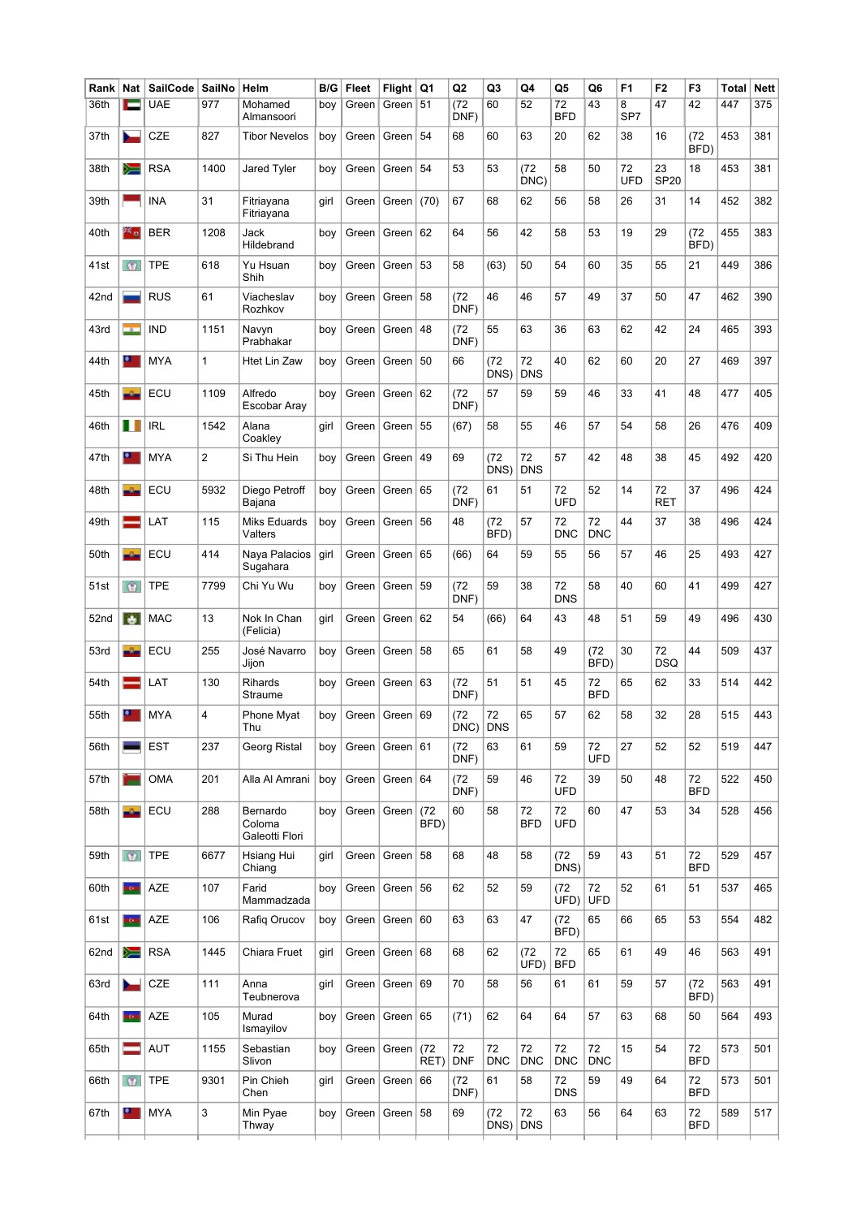| Rank | Nat | SailCode | SailNo | Helm | B/G | Fleet | Flight | Q1 | Q2 | Q3 | Q4 | Q5 | Q6 | F1 | F2 | F3 | Total | Nett |
|---|---|---|---|---|---|---|---|---|---|---|---|---|---|---|---|---|---|---|
| 36th | | UAE | 977 | Mohamed Almansoori | boy | Green | Green | 51 | (72 DNF) | 60 | 52 | 72 BFD | 43 | 8 SP7 | 47 | 42 | 447 | 375 |
| 37th | | CZE | 827 | Tibor Nevelos | boy | Green | Green | 54 | 68 | 60 | 63 | 20 | 62 | 38 | 16 | (72 BFD) | 453 | 381 |
| 38th | | RSA | 1400 | Jared Tyler | boy | Green | Green | 54 | 53 | 53 | (72 DNC) | 58 | 50 | 72 UFD | 23 SP20 | 18 | 453 | 381 |
| 39th | | INA | 31 | Fitriyana Fitriyana | girl | Green | Green | (70) | 67 | 68 | 62 | 56 | 58 | 26 | 31 | 14 | 452 | 382 |
| 40th | | BER | 1208 | Jack Hildebrand | boy | Green | Green | 62 | 64 | 56 | 42 | 58 | 53 | 19 | 29 | (72 BFD) | 455 | 383 |
| 41st | | TPE | 618 | Yu Hsuan Shih | boy | Green | Green | 53 | 58 | (63) | 50 | 54 | 60 | 35 | 55 | 21 | 449 | 386 |
| 42nd | | RUS | 61 | Viacheslav Rozhkov | boy | Green | Green | 58 | (72 DNF) | 46 | 46 | 57 | 49 | 37 | 50 | 47 | 462 | 390 |
| 43rd | | IND | 1151 | Navyn Prabhakar | boy | Green | Green | 48 | (72 DNF) | 55 | 63 | 36 | 63 | 62 | 42 | 24 | 465 | 393 |
| 44th | | MYA | 1 | Htet Lin Zaw | boy | Green | Green | 50 | 66 | (72 DNS) | 72 DNS | 40 | 62 | 60 | 20 | 27 | 469 | 397 |
| 45th | | ECU | 1109 | Alfredo Escobar Aray | boy | Green | Green | 62 | (72 DNF) | 57 | 59 | 59 | 46 | 33 | 41 | 48 | 477 | 405 |
| 46th | | IRL | 1542 | Alana Coakley | girl | Green | Green | 55 | (67) | 58 | 55 | 46 | 57 | 54 | 58 | 26 | 476 | 409 |
| 47th | | MYA | 2 | Si Thu Hein | boy | Green | Green | 49 | 69 | (72 DNS) | 72 DNS | 57 | 42 | 48 | 38 | 45 | 492 | 420 |
| 48th | | ECU | 5932 | Diego Petroff Bajana | boy | Green | Green | 65 | (72 DNF) | 61 | 51 | 72 UFD | 52 | 14 | 72 RET | 37 | 496 | 424 |
| 49th | | LAT | 115 | Miks Eduards Valters | boy | Green | Green | 56 | 48 | (72 BFD) | 57 | 72 DNC | 72 DNC | 44 | 37 | 38 | 496 | 424 |
| 50th | | ECU | 414 | Naya Palacios Sugahara | girl | Green | Green | 65 | (66) | 64 | 59 | 55 | 56 | 57 | 46 | 25 | 493 | 427 |
| 51st | | TPE | 7799 | Chi Yu Wu | boy | Green | Green | 59 | (72 DNF) | 59 | 38 | 72 DNS | 58 | 40 | 60 | 41 | 499 | 427 |
| 52nd | | MAC | 13 | Nok In Chan (Felicia) | girl | Green | Green | 62 | 54 | (66) | 64 | 43 | 48 | 51 | 59 | 49 | 496 | 430 |
| 53rd | | ECU | 255 | José Navarro Jijon | boy | Green | Green | 58 | 65 | 61 | 58 | 49 | (72 BFD) | 30 | 72 DSQ | 44 | 509 | 437 |
| 54th | | LAT | 130 | Rihards Straume | boy | Green | Green | 63 | (72 DNF) | 51 | 51 | 45 | 72 BFD | 65 | 62 | 33 | 514 | 442 |
| 55th | | MYA | 4 | Phone Myat Thu | boy | Green | Green | 69 | (72 DNC) | 72 DNS | 65 | 57 | 62 | 58 | 32 | 28 | 515 | 443 |
| 56th | | EST | 237 | Georg Ristal | boy | Green | Green | 61 | (72 DNF) | 63 | 61 | 59 | 72 UFD | 27 | 52 | 52 | 519 | 447 |
| 57th | | OMA | 201 | Alla Al Amrani | boy | Green | Green | 64 | (72 DNF) | 59 | 46 | 72 UFD | 39 | 50 | 48 | 72 BFD | 522 | 450 |
| 58th | | ECU | 288 | Bernardo Coloma Galeotti Flori | boy | Green | Green | (72 BFD) | 60 | 58 | 72 BFD | 72 UFD | 60 | 47 | 53 | 34 | 528 | 456 |
| 59th | | TPE | 6677 | Hsiang Hui Chiang | girl | Green | Green | 58 | 68 | 48 | 58 | (72 DNS) | 59 | 43 | 51 | 72 BFD | 529 | 457 |
| 60th | | AZE | 107 | Farid Mammadzada | boy | Green | Green | 56 | 62 | 52 | 59 | (72 UFD) | 72 UFD | 52 | 61 | 51 | 537 | 465 |
| 61st | | AZE | 106 | Rafiq Orucov | boy | Green | Green | 60 | 63 | 63 | 47 | (72 BFD) | 65 | 66 | 65 | 53 | 554 | 482 |
| 62nd | | RSA | 1445 | Chiara Fruet | girl | Green | Green | 68 | 68 | 62 | (72 UFD) | 72 BFD | 65 | 61 | 49 | 46 | 563 | 491 |
| 63rd | | CZE | 111 | Anna Teubnerova | girl | Green | Green | 69 | 70 | 58 | 56 | 61 | 61 | 59 | 57 | (72 BFD) | 563 | 491 |
| 64th | | AZE | 105 | Murad Ismayilov | boy | Green | Green | 65 | (71) | 62 | 64 | 64 | 57 | 63 | 68 | 50 | 564 | 493 |
| 65th | | AUT | 1155 | Sebastian Slivon | boy | Green | Green | (72 RET) | 72 DNF | 72 DNC | 72 DNC | 72 DNC | 72 DNC | 15 | 54 | 72 BFD | 573 | 501 |
| 66th | | TPE | 9301 | Pin Chieh Chen | girl | Green | Green | 66 | (72 DNF) | 61 | 58 | 72 DNS | 59 | 49 | 64 | 72 BFD | 573 | 501 |
| 67th | | MYA | 3 | Min Pyae Thway | boy | Green | Green | 58 | 69 | (72 DNS) | 72 DNS | 63 | 56 | 64 | 63 | 72 BFD | 589 | 517 |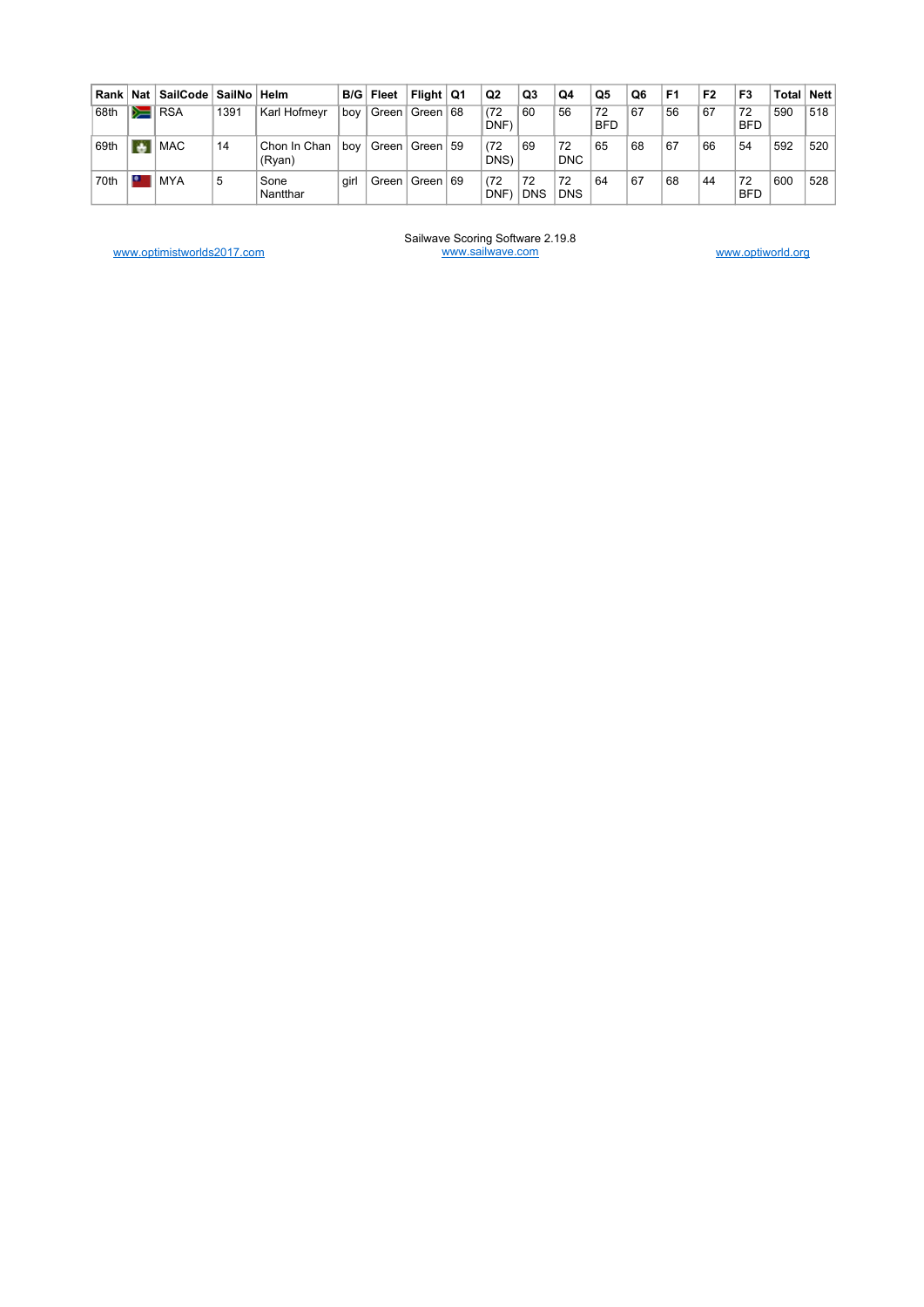| Rank | Nat | SailCode | SailNo | Helm | B/G | Fleet | Flight | Q1 | Q2 | Q3 | Q4 | Q5 | Q6 | F1 | F2 | F3 | Total | Nett |
|---|---|---|---|---|---|---|---|---|---|---|---|---|---|---|---|---|---|---|
| 68th | | RSA | 1391 | Karl Hofmeyr | boy | Green | Green | 68 | (72 DNF) | 60 | 56 | 72 BFD | 67 | 56 | 67 | 72 BFD | 590 | 518 |
| 69th | | MAC | 14 | Chon In Chan (Ryan) | boy | Green | Green | 59 | (72 DNS) | 69 | 72 DNC | 65 | 68 | 67 | 66 | 54 | 592 | 520 |
| 70th | | MYA | 5 | Sone Nantthar | girl | Green | Green | 69 | (72 DNF) | 72 DNS | 72 DNS | 64 | 67 | 68 | 44 | 72 BFD | 600 | 528 |

www.optimistworlds2017.com

Sailwave Scoring Software 2.19.8
www.sailwave.com

www.optiworld.org